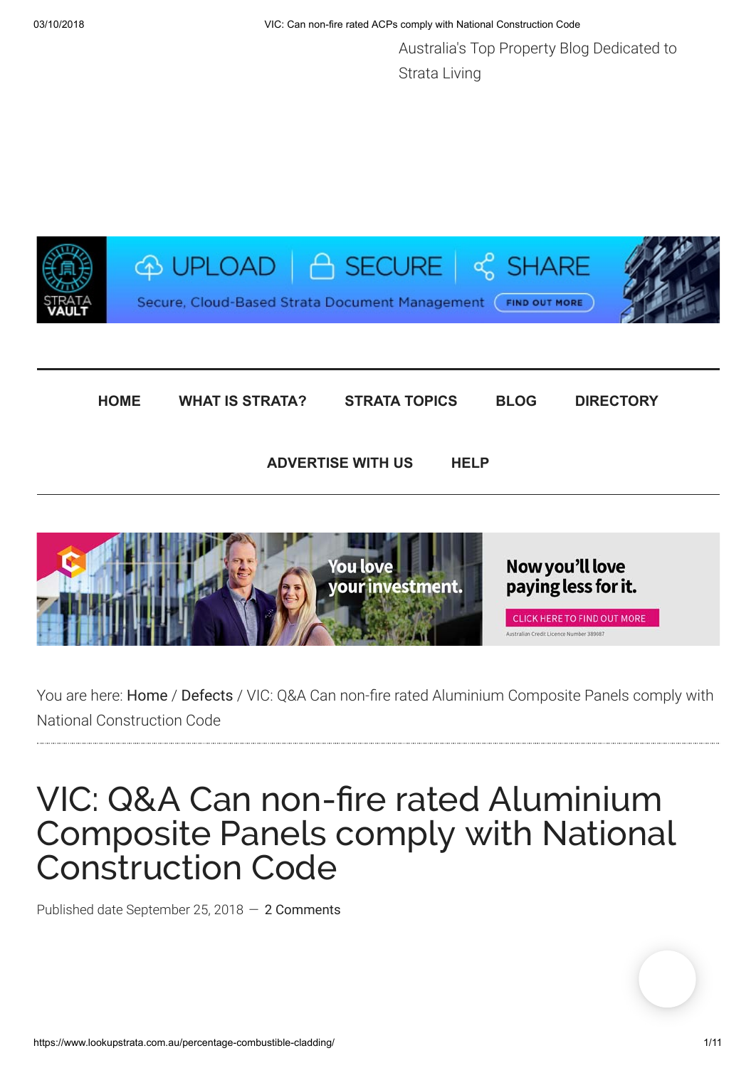Australia's Top Property Blog Dedicated to Strata Living

STRATA VAULT

UPLOAD | SECURE | SHARE

Secure, Cloud-Based Strata Document Management FIND OUT MORE

HOME WHAT IS STRATA? STRATA TOPICS BLOG DIRECTORY

ADVERTISE WITH US HELP

You love your investment. Now you'll love paying less for it.

CLICK HERE TO FIND OUT MORE

Australian Credit Licence Number 389087

You are here: Home / Defects / VIC: Q&A Can non-fire rated Aluminium Composite Panels comply with National Construction Code

# VIC: Q&A Can non-fire rated Aluminium Composite Panels comply with National Construction Code

Published date September 25, 2018 — 2 Comments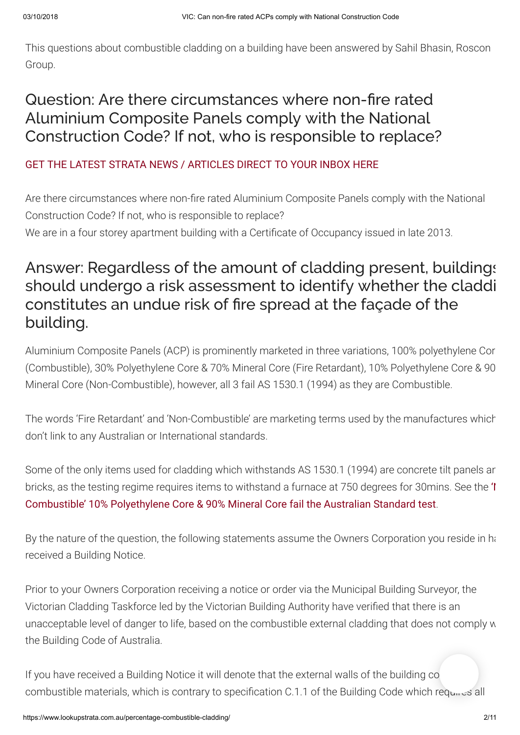This questions about combustible cladding on a building have been answered by Sahil Bhasin, Roscon Group.

## Question: Are there circumstances where non-fire rated Aluminium Composite Panels comply with the National Construction Code? If not, who is responsible to replace?

GET THE LATEST STRATA NEWS / ARTICLES DIRECT TO YOUR INBOX HERE

Are there circumstances where non-fire rated Aluminium Composite Panels comply with the National Construction Code? If not, who is responsible to replace?
We are in a four storey apartment building with a Certificate of Occupancy issued in late 2013.

## Answer: Regardless of the amount of cladding present, buildings should undergo a risk assessment to identify whether the cladding constitutes an undue risk of fire spread at the façade of the building.

Aluminium Composite Panels (ACP) is prominently marketed in three variations, 100% polyethylene Core (Combustible), 30% Polyethylene Core & 70% Mineral Core (Fire Retardant), 10% Polyethylene Core & 90% Mineral Core (Non-Combustible), however, all 3 fail AS 1530.1 (1994) as they are Combustible.

The words 'Fire Retardant' and 'Non-Combustible' are marketing terms used by the manufactures which don't link to any Australian or International standards.

Some of the only items used for cladding which withstands AS 1530.1 (1994) are concrete tilt panels and bricks, as the testing regime requires items to withstand a furnace at 750 degrees for 30mins. See the 'Non-Combustible' 10% Polyethylene Core & 90% Mineral Core fail the Australian Standard test.

By the nature of the question, the following statements assume the Owners Corporation you reside in has received a Building Notice.

Prior to your Owners Corporation receiving a notice or order via the Municipal Building Surveyor, the Victorian Cladding Taskforce led by the Victorian Building Authority have verified that there is an unacceptable level of danger to life, based on the combustible external cladding that does not comply with the Building Code of Australia.

If you have received a Building Notice it will denote that the external walls of the building contain combustible materials, which is contrary to specification C.1.1 of the Building Code which requires all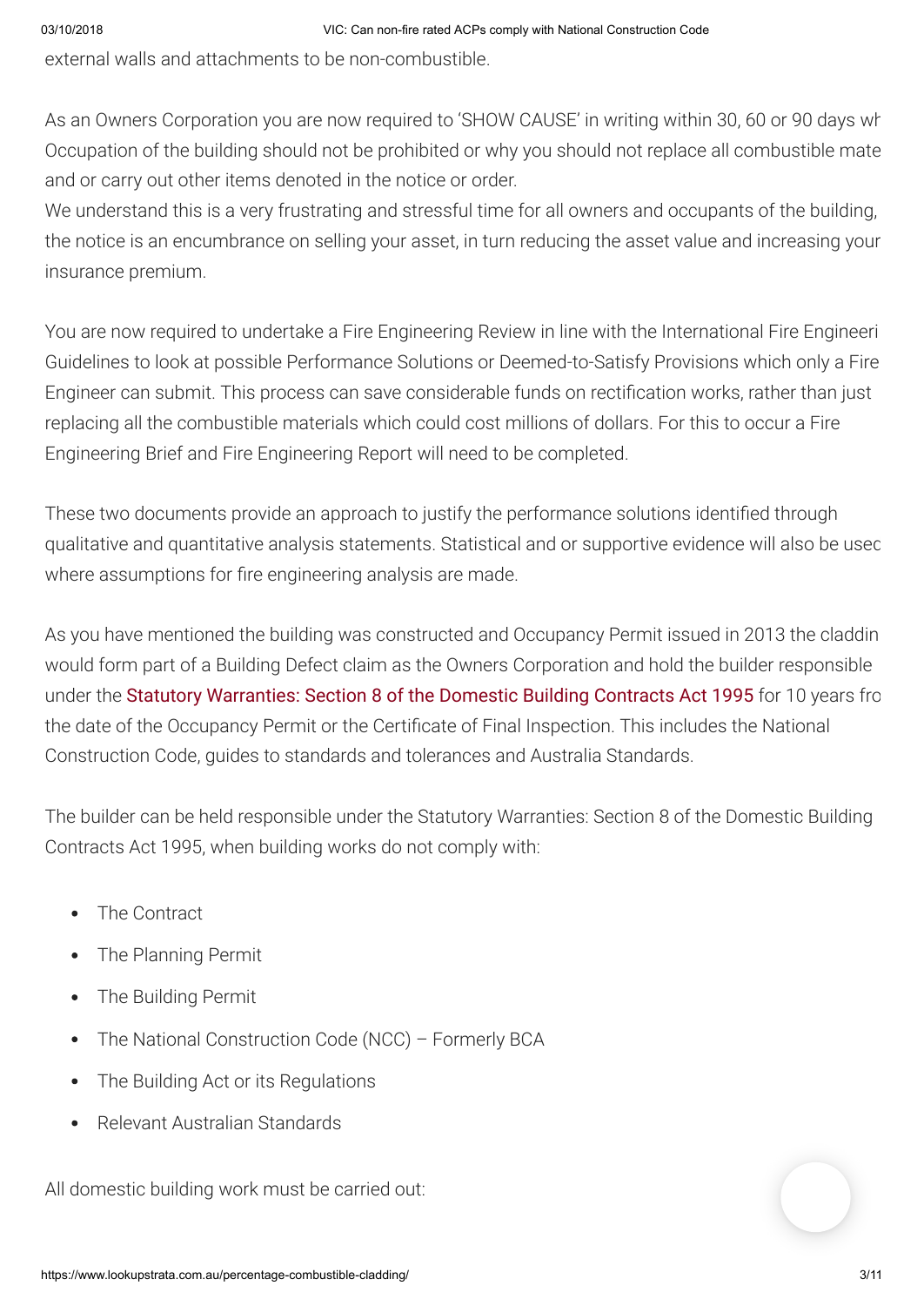external walls and attachments to be non-combustible.

As an Owners Corporation you are now required to 'SHOW CAUSE' in writing within 30, 60 or 90 days wh Occupation of the building should not be prohibited or why you should not replace all combustible mate and or carry out other items denoted in the notice or order.

We understand this is a very frustrating and stressful time for all owners and occupants of the building, the notice is an encumbrance on selling your asset, in turn reducing the asset value and increasing your insurance premium.

You are now required to undertake a Fire Engineering Review in line with the International Fire Engineeri Guidelines to look at possible Performance Solutions or Deemed-to-Satisfy Provisions which only a Fire Engineer can submit. This process can save considerable funds on rectification works, rather than just replacing all the combustible materials which could cost millions of dollars. For this to occur a Fire Engineering Brief and Fire Engineering Report will need to be completed.

These two documents provide an approach to justify the performance solutions identified through qualitative and quantitative analysis statements. Statistical and or supportive evidence will also be usec where assumptions for fire engineering analysis are made.

As you have mentioned the building was constructed and Occupancy Permit issued in 2013 the claddin would form part of a Building Defect claim as the Owners Corporation and hold the builder responsible under the Statutory Warranties: Section 8 of the Domestic Building Contracts Act 1995 for 10 years fro the date of the Occupancy Permit or the Certificate of Final Inspection. This includes the National Construction Code, guides to standards and tolerances and Australia Standards.

The builder can be held responsible under the Statutory Warranties: Section 8 of the Domestic Building Contracts Act 1995, when building works do not comply with:

- The Contract
- The Planning Permit
- The Building Permit
- The National Construction Code (NCC) – Formerly BCA
- The Building Act or its Regulations
- Relevant Australian Standards

All domestic building work must be carried out: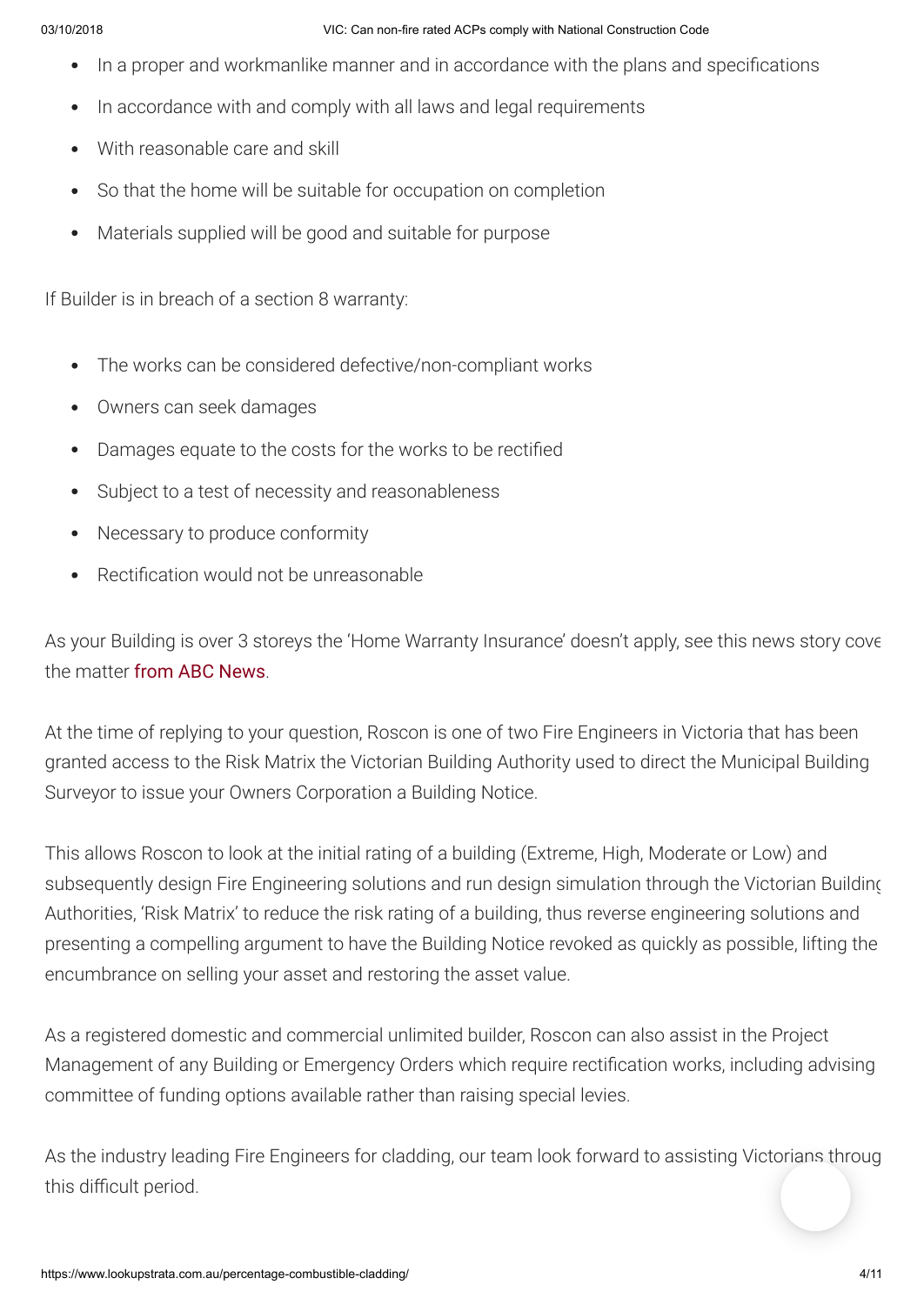- In a proper and workmanlike manner and in accordance with the plans and specifications
- In accordance with and comply with all laws and legal requirements
- With reasonable care and skill
- So that the home will be suitable for occupation on completion
- Materials supplied will be good and suitable for purpose

If Builder is in breach of a section 8 warranty:

- The works can be considered defective/non-compliant works
- Owners can seek damages
- Damages equate to the costs for the works to be rectified
- Subject to a test of necessity and reasonableness
- Necessary to produce conformity
- Rectification would not be unreasonable

As your Building is over 3 storeys the 'Home Warranty Insurance' doesn't apply, see this news story cove the matter from ABC News.

At the time of replying to your question, Roscon is one of two Fire Engineers in Victoria that has been granted access to the Risk Matrix the Victorian Building Authority used to direct the Municipal Building Surveyor to issue your Owners Corporation a Building Notice.

This allows Roscon to look at the initial rating of a building (Extreme, High, Moderate or Low) and subsequently design Fire Engineering solutions and run design simulation through the Victorian Building Authorities, 'Risk Matrix' to reduce the risk rating of a building, thus reverse engineering solutions and presenting a compelling argument to have the Building Notice revoked as quickly as possible, lifting the encumbrance on selling your asset and restoring the asset value.

As a registered domestic and commercial unlimited builder, Roscon can also assist in the Project Management of any Building or Emergency Orders which require rectification works, including advising committee of funding options available rather than raising special levies.

As the industry leading Fire Engineers for cladding, our team look forward to assisting Victorians throug this difficult period.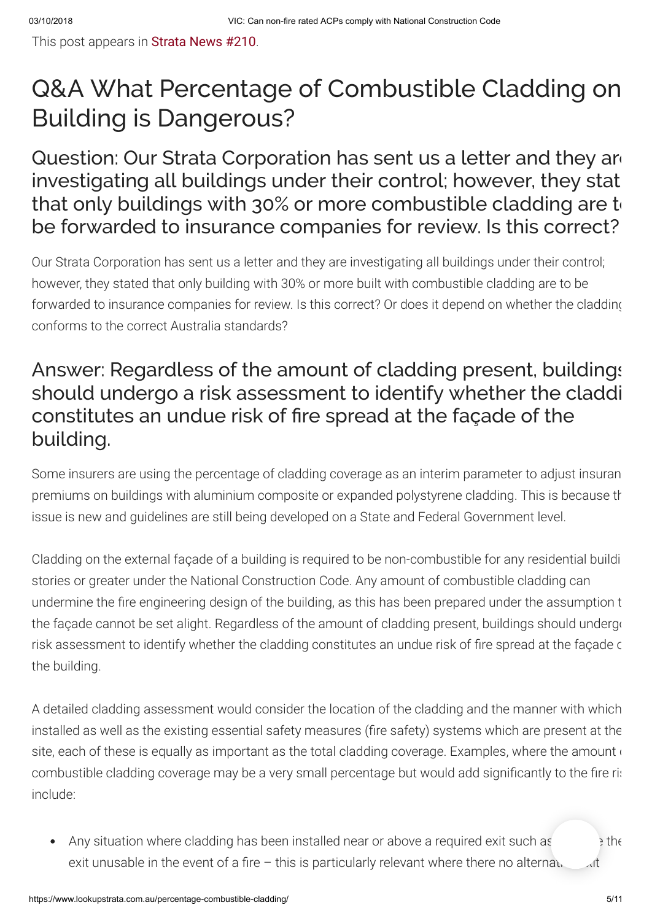This post appears in Strata News #210.

# Q&A What Percentage of Combustible Cladding on Building is Dangerous?

## Question: Our Strata Corporation has sent us a letter and they are investigating all buildings under their control; however, they stat that only buildings with 30% or more combustible cladding are t be forwarded to insurance companies for review. Is this correct?

Our Strata Corporation has sent us a letter and they are investigating all buildings under their control; however, they stated that only building with 30% or more built with combustible cladding are to be forwarded to insurance companies for review. Is this correct? Or does it depend on whether the claddin conforms to the correct Australia standards?

## Answer: Regardless of the amount of cladding present, buildings should undergo a risk assessment to identify whether the claddi constitutes an undue risk of fire spread at the façade of the building.

Some insurers are using the percentage of cladding coverage as an interim parameter to adjust insuran premiums on buildings with aluminium composite or expanded polystyrene cladding. This is because th issue is new and guidelines are still being developed on a State and Federal Government level.

Cladding on the external façade of a building is required to be non-combustible for any residential buildi stories or greater under the National Construction Code. Any amount of combustible cladding can undermine the fire engineering design of the building, as this has been prepared under the assumption t the façade cannot be set alight. Regardless of the amount of cladding present, buildings should underg risk assessment to identify whether the cladding constitutes an undue risk of fire spread at the façade c the building.

A detailed cladding assessment would consider the location of the cladding and the manner with which installed as well as the existing essential safety measures (fire safety) systems which are present at the site, each of these is equally as important as the total cladding coverage. Examples, where the amount combustible cladding coverage may be a very small percentage but would add significantly to the fire ris include:

- Any situation where cladding has been installed near or above a required exit such as the exit unusable in the event of a fire – this is particularly relevant where there no alterna xit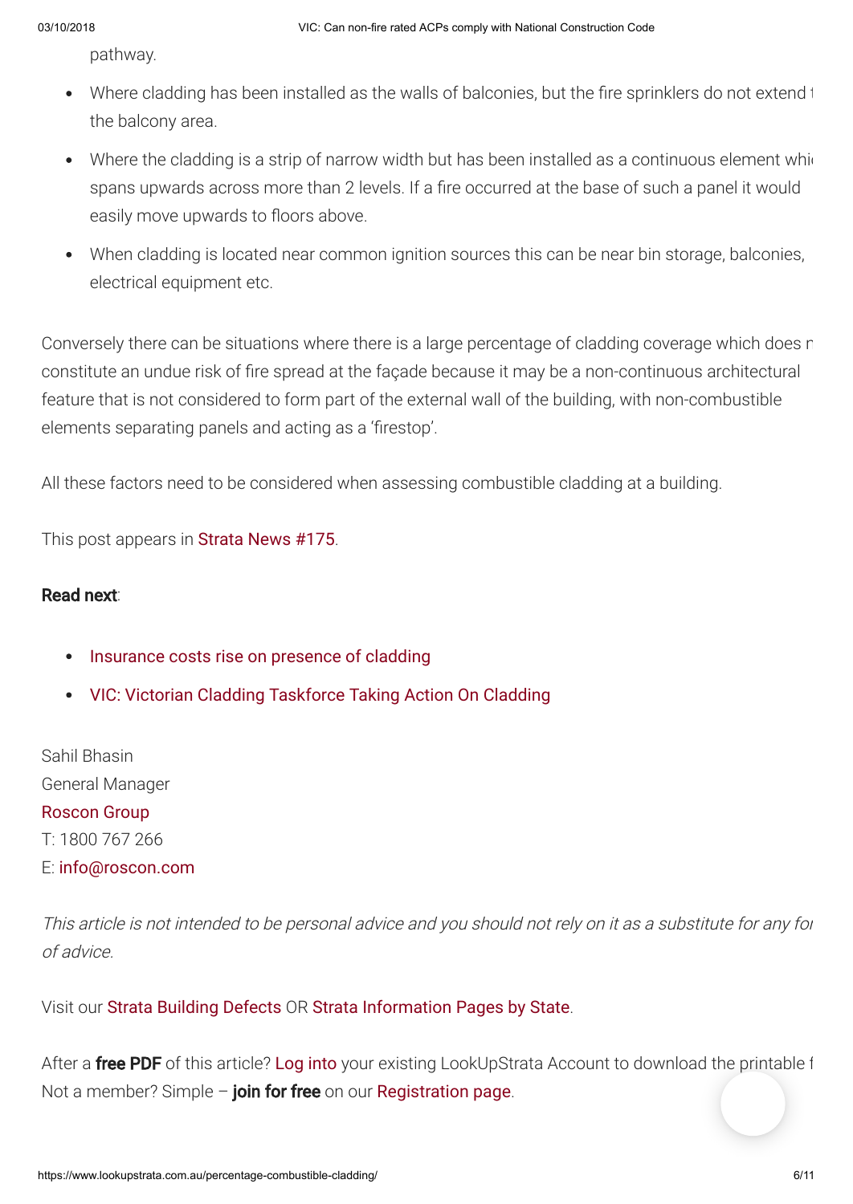pathway.

- Where cladding has been installed as the walls of balconies, but the fire sprinklers do not extend t the balcony area.
- Where the cladding is a strip of narrow width but has been installed as a continuous element whi spans upwards across more than 2 levels. If a fire occurred at the base of such a panel it would easily move upwards to floors above.
- When cladding is located near common ignition sources this can be near bin storage, balconies, electrical equipment etc.

Conversely there can be situations where there is a large percentage of cladding coverage which does n constitute an undue risk of fire spread at the façade because it may be a non-continuous architectural feature that is not considered to form part of the external wall of the building, with non-combustible elements separating panels and acting as a 'firestop'.

All these factors need to be considered when assessing combustible cladding at a building.

This post appears in Strata News #175.

**Read next**:

- Insurance costs rise on presence of cladding
- VIC: Victorian Cladding Taskforce Taking Action On Cladding

Sahil Bhasin
General Manager
Roscon Group
T: 1800 767 266
E: info@roscon.com

*This article is not intended to be personal advice and you should not rely on it as a substitute for any fo of advice.*

Visit our Strata Building Defects OR Strata Information Pages by State.

After a **free PDF** of this article? Log into your existing LookUpStrata Account to download the printable f Not a member? Simple – **join for free** on our Registration page.